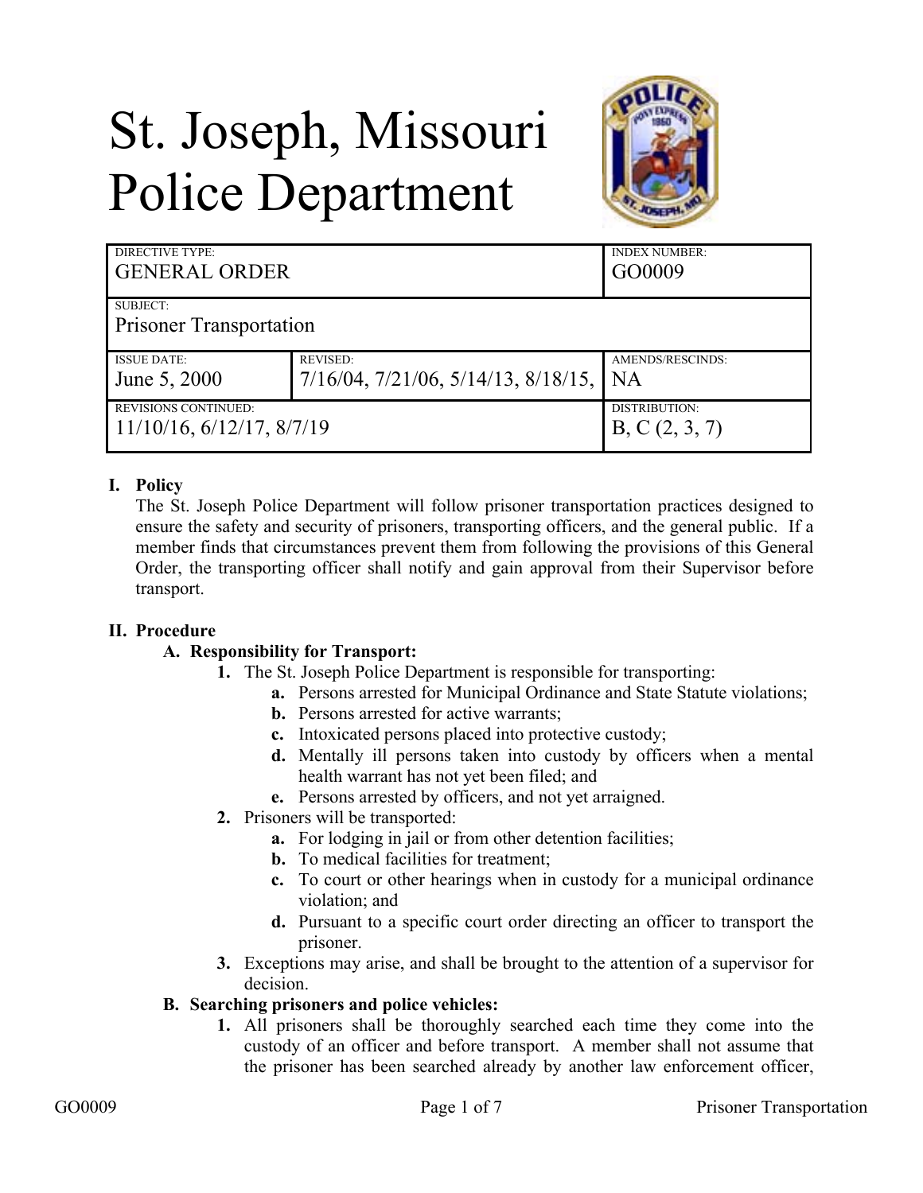# St. Joseph, Missouri Police Department

| DIRECTIVE TYPE: GENERAL ORDER | | INDEX NUMBER: GO0009 |
|---|---|---|
| SUBJECT: Prisoner Transportation | | |
| ISSUE DATE: June 5, 2000 | REVISED: 7/16/04, 7/21/06, 5/14/13, 8/18/15, | AMENDS/RESCINDS: NA |
| REVISIONS CONTINUED: 11/10/16, 6/12/17, 8/7/19 | | DISTRIBUTION: B, C (2, 3, 7) |

## I. Policy

The St. Joseph Police Department will follow prisoner transportation practices designed to ensure the safety and security of prisoners, transporting officers, and the general public. If a member finds that circumstances prevent them from following the provisions of this General Order, the transporting officer shall notify and gain approval from their Supervisor before transport.

## II. Procedure

### A. Responsibility for Transport:

1. The St. Joseph Police Department is responsible for transporting:
   - **a.** Persons arrested for Municipal Ordinance and State Statute violations;
   - **b.** Persons arrested for active warrants;
   - **c.** Intoxicated persons placed into protective custody;
   - **d.** Mentally ill persons taken into custody by officers when a mental health warrant has not yet been filed; and
   - **e.** Persons arrested by officers, and not yet arraigned.
2. Prisoners will be transported:
   - **a.** For lodging in jail or from other detention facilities;
   - **b.** To medical facilities for treatment;
   - **c.** To court or other hearings when in custody for a municipal ordinance violation; and
   - **d.** Pursuant to a specific court order directing an officer to transport the prisoner.
3. Exceptions may arise, and shall be brought to the attention of a supervisor for decision.

### B. Searching prisoners and police vehicles:

1. All prisoners shall be thoroughly searched each time they come into the custody of an officer and before transport. A member shall not assume that the prisoner has been searched already by another law enforcement officer,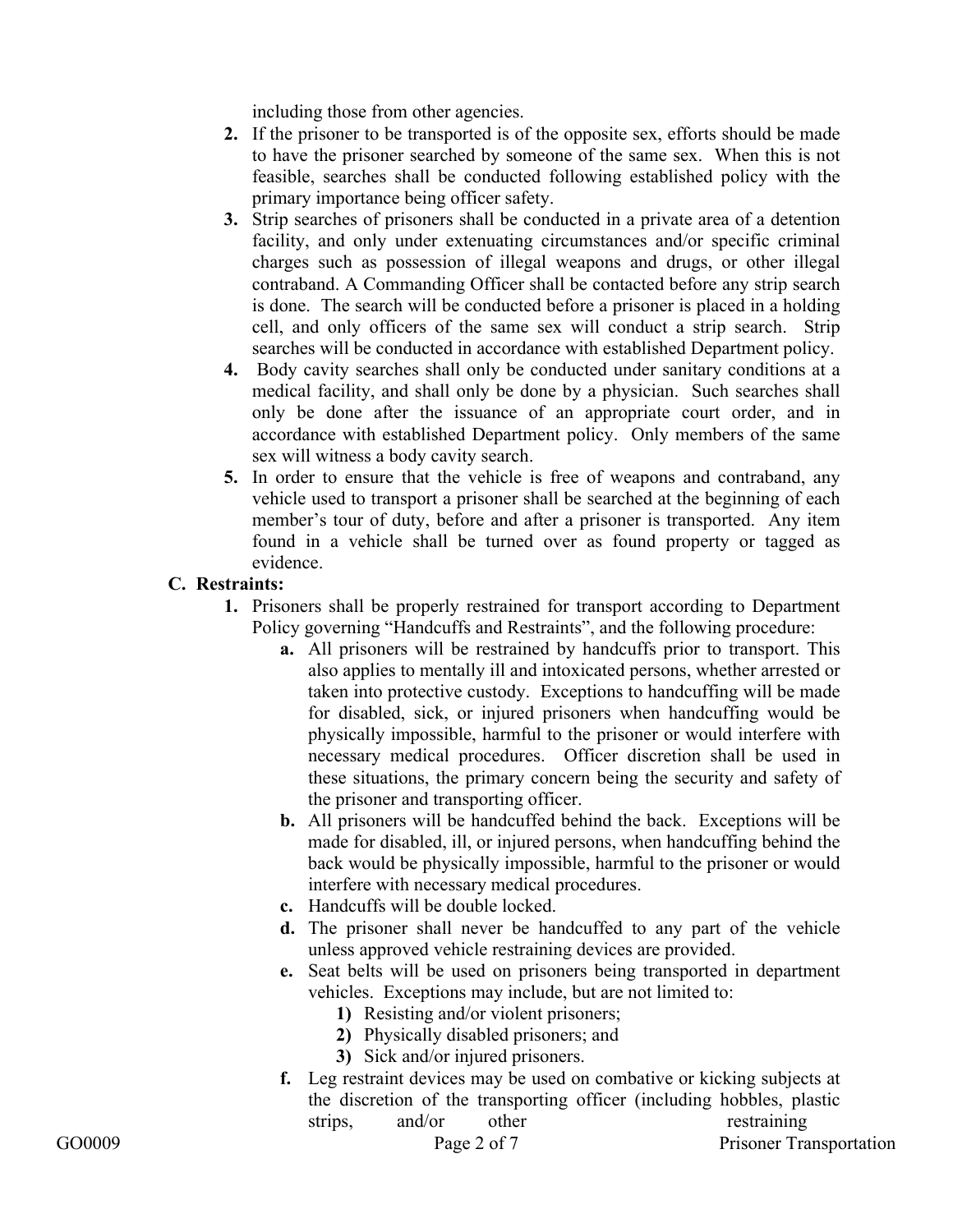including those from other agencies.

2. If the prisoner to be transported is of the opposite sex, efforts should be made to have the prisoner searched by someone of the same sex. When this is not feasible, searches shall be conducted following established policy with the primary importance being officer safety.
3. Strip searches of prisoners shall be conducted in a private area of a detention facility, and only under extenuating circumstances and/or specific criminal charges such as possession of illegal weapons and drugs, or other illegal contraband. A Commanding Officer shall be contacted before any strip search is done. The search will be conducted before a prisoner is placed in a holding cell, and only officers of the same sex will conduct a strip search. Strip searches will be conducted in accordance with established Department policy.
4. Body cavity searches shall only be conducted under sanitary conditions at a medical facility, and shall only be done by a physician. Such searches shall only be done after the issuance of an appropriate court order, and in accordance with established Department policy. Only members of the same sex will witness a body cavity search.
5. In order to ensure that the vehicle is free of weapons and contraband, any vehicle used to transport a prisoner shall be searched at the beginning of each member's tour of duty, before and after a prisoner is transported. Any item found in a vehicle shall be turned over as found property or tagged as evidence.

**C. Restraints:**

1. Prisoners shall be properly restrained for transport according to Department Policy governing "Handcuffs and Restraints", and the following procedure:
   - **a.** All prisoners will be restrained by handcuffs prior to transport. This also applies to mentally ill and intoxicated persons, whether arrested or taken into protective custody. Exceptions to handcuffing will be made for disabled, sick, or injured prisoners when handcuffing would be physically impossible, harmful to the prisoner or would interfere with necessary medical procedures. Officer discretion shall be used in these situations, the primary concern being the security and safety of the prisoner and transporting officer.
   - **b.** All prisoners will be handcuffed behind the back. Exceptions will be made for disabled, ill, or injured persons, when handcuffing behind the back would be physically impossible, harmful to the prisoner or would interfere with necessary medical procedures.
   - **c.** Handcuffs will be double locked.
   - **d.** The prisoner shall never be handcuffed to any part of the vehicle unless approved vehicle restraining devices are provided.
   - **e.** Seat belts will be used on prisoners being transported in department vehicles. Exceptions may include, but are not limited to:
     - **1)** Resisting and/or violent prisoners;
     - **2)** Physically disabled prisoners; and
     - **3)** Sick and/or injured prisoners.
   - **f.** Leg restraint devices may be used on combative or kicking subjects at the discretion of the transporting officer (including hobbles, plastic strips, and/or other restraining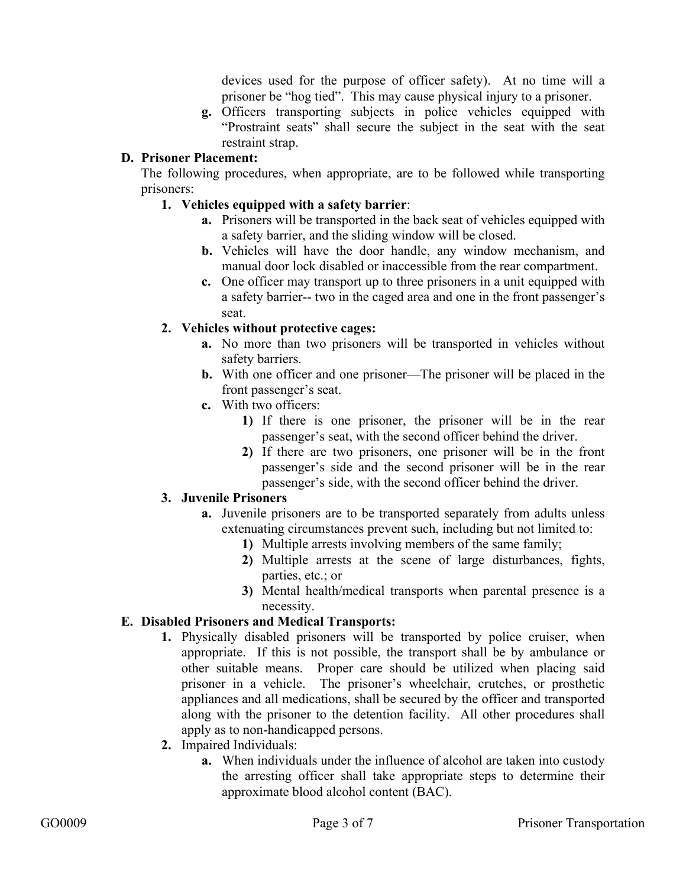devices used for the purpose of officer safety). At no time will a prisoner be "hog tied". This may cause physical injury to a prisoner.

**g.** Officers transporting subjects in police vehicles equipped with "Prostraint seats" shall secure the subject in the seat with the seat restraint strap.

**D. Prisoner Placement:**

The following procedures, when appropriate, are to be followed while transporting prisoners:

**1. Vehicles equipped with a safety barrier**:

- **a.** Prisoners will be transported in the back seat of vehicles equipped with a safety barrier, and the sliding window will be closed.
- **b.** Vehicles will have the door handle, any window mechanism, and manual door lock disabled or inaccessible from the rear compartment.
- **c.** One officer may transport up to three prisoners in a unit equipped with a safety barrier-- two in the caged area and one in the front passenger's seat.

**2. Vehicles without protective cages:**

- **a.** No more than two prisoners will be transported in vehicles without safety barriers.
- **b.** With one officer and one prisoner—The prisoner will be placed in the front passenger's seat.
- **c.** With two officers:
  - **1)** If there is one prisoner, the prisoner will be in the rear passenger's seat, with the second officer behind the driver.
  - **2)** If there are two prisoners, one prisoner will be in the front passenger's side and the second prisoner will be in the rear passenger's side, with the second officer behind the driver.

**3. Juvenile Prisoners**

- **a.** Juvenile prisoners are to be transported separately from adults unless extenuating circumstances prevent such, including but not limited to:
  - **1)** Multiple arrests involving members of the same family;
  - **2)** Multiple arrests at the scene of large disturbances, fights, parties, etc.; or
  - **3)** Mental health/medical transports when parental presence is a necessity.

**E. Disabled Prisoners and Medical Transports:**

**1.** Physically disabled prisoners will be transported by police cruiser, when appropriate. If this is not possible, the transport shall be by ambulance or other suitable means. Proper care should be utilized when placing said prisoner in a vehicle. The prisoner's wheelchair, crutches, or prosthetic appliances and all medications, shall be secured by the officer and transported along with the prisoner to the detention facility. All other procedures shall apply as to non-handicapped persons.

**2.** Impaired Individuals:

- **a.** When individuals under the influence of alcohol are taken into custody the arresting officer shall take appropriate steps to determine their approximate blood alcohol content (BAC).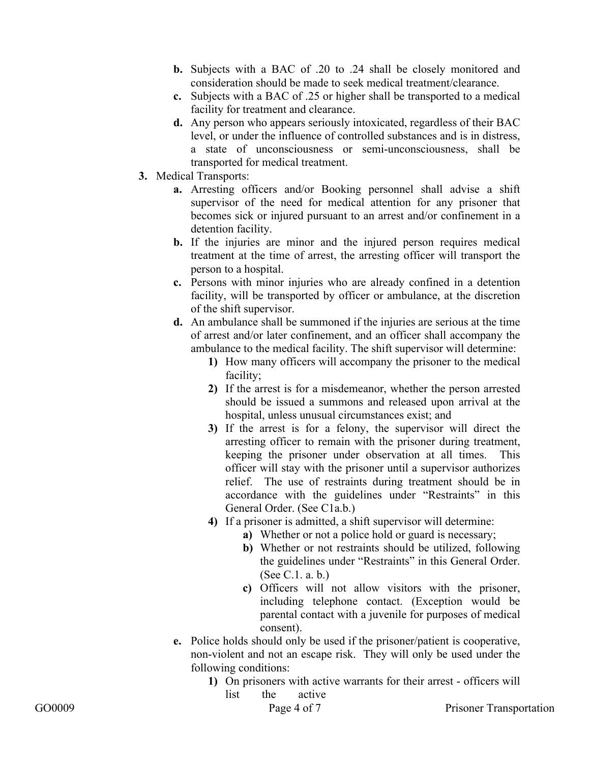- **b.** Subjects with a BAC of .20 to .24 shall be closely monitored and consideration should be made to seek medical treatment/clearance.
- **c.** Subjects with a BAC of .25 or higher shall be transported to a medical facility for treatment and clearance.
- **d.** Any person who appears seriously intoxicated, regardless of their BAC level, or under the influence of controlled substances and is in distress, a state of unconsciousness or semi-unconsciousness, shall be transported for medical treatment.

**3.** Medical Transports:

- **a.** Arresting officers and/or Booking personnel shall advise a shift supervisor of the need for medical attention for any prisoner that becomes sick or injured pursuant to an arrest and/or confinement in a detention facility.
- **b.** If the injuries are minor and the injured person requires medical treatment at the time of arrest, the arresting officer will transport the person to a hospital.
- **c.** Persons with minor injuries who are already confined in a detention facility, will be transported by officer or ambulance, at the discretion of the shift supervisor.
- **d.** An ambulance shall be summoned if the injuries are serious at the time of arrest and/or later confinement, and an officer shall accompany the ambulance to the medical facility. The shift supervisor will determine:
  - **1)** How many officers will accompany the prisoner to the medical facility;
  - **2)** If the arrest is for a misdemeanor, whether the person arrested should be issued a summons and released upon arrival at the hospital, unless unusual circumstances exist; and
  - **3)** If the arrest is for a felony, the supervisor will direct the arresting officer to remain with the prisoner during treatment, keeping the prisoner under observation at all times. This officer will stay with the prisoner until a supervisor authorizes relief. The use of restraints during treatment should be in accordance with the guidelines under "Restraints" in this General Order. (See C1a.b.)
  - **4)** If a prisoner is admitted, a shift supervisor will determine:
    - **a)** Whether or not a police hold or guard is necessary;
    - **b)** Whether or not restraints should be utilized, following the guidelines under "Restraints" in this General Order. (See C.1. a. b.)
    - **c)** Officers will not allow visitors with the prisoner, including telephone contact. (Exception would be parental contact with a juvenile for purposes of medical consent).
- **e.** Police holds should only be used if the prisoner/patient is cooperative, non-violent and not an escape risk. They will only be used under the following conditions:
  - **1)** On prisoners with active warrants for their arrest - officers will list the active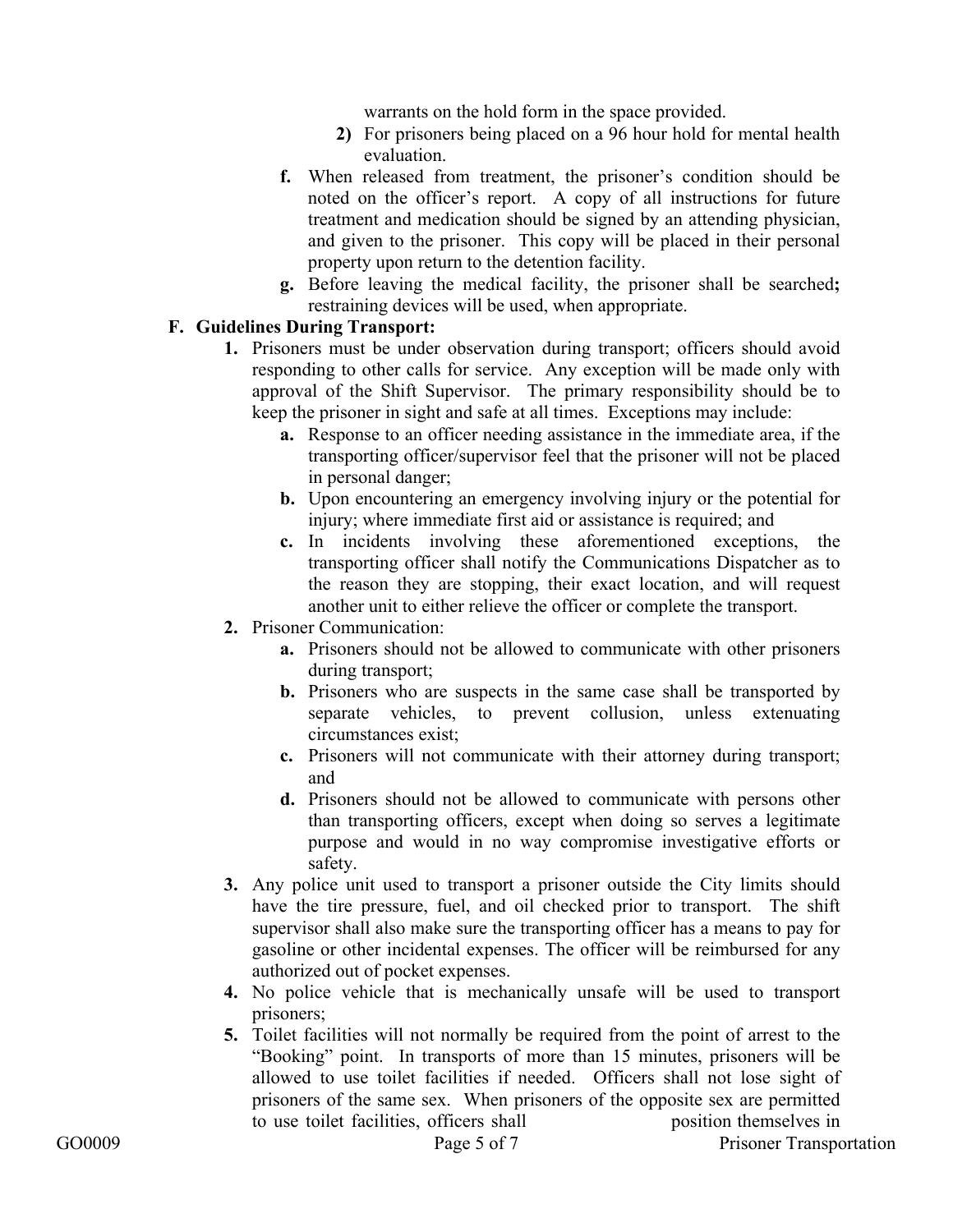warrants on the hold form in the space provided.

   2) For prisoners being placed on a 96 hour hold for mental health evaluation.

f. When released from treatment, the prisoner's condition should be noted on the officer's report. A copy of all instructions for future treatment and medication should be signed by an attending physician, and given to the prisoner. This copy will be placed in their personal property upon return to the detention facility.

g. Before leaving the medical facility, the prisoner shall be searched**;** restraining devices will be used, when appropriate.

**F. Guidelines During Transport:**

1. Prisoners must be under observation during transport; officers should avoid responding to other calls for service. Any exception will be made only with approval of the Shift Supervisor. The primary responsibility should be to keep the prisoner in sight and safe at all times. Exceptions may include:
   - **a.** Response to an officer needing assistance in the immediate area, if the transporting officer/supervisor feel that the prisoner will not be placed in personal danger;
   - **b.** Upon encountering an emergency involving injury or the potential for injury; where immediate first aid or assistance is required; and
   - **c.** In incidents involving these aforementioned exceptions, the transporting officer shall notify the Communications Dispatcher as to the reason they are stopping, their exact location, and will request another unit to either relieve the officer or complete the transport.
2. Prisoner Communication:
   - **a.** Prisoners should not be allowed to communicate with other prisoners during transport;
   - **b.** Prisoners who are suspects in the same case shall be transported by separate vehicles, to prevent collusion, unless extenuating circumstances exist;
   - **c.** Prisoners will not communicate with their attorney during transport; and
   - **d.** Prisoners should not be allowed to communicate with persons other than transporting officers, except when doing so serves a legitimate purpose and would in no way compromise investigative efforts or safety.
3. Any police unit used to transport a prisoner outside the City limits should have the tire pressure, fuel, and oil checked prior to transport. The shift supervisor shall also make sure the transporting officer has a means to pay for gasoline or other incidental expenses. The officer will be reimbursed for any authorized out of pocket expenses.
4. No police vehicle that is mechanically unsafe will be used to transport prisoners;
5. Toilet facilities will not normally be required from the point of arrest to the "Booking" point. In transports of more than 15 minutes, prisoners will be allowed to use toilet facilities if needed. Officers shall not lose sight of prisoners of the same sex. When prisoners of the opposite sex are permitted to use toilet facilities, officers shall position themselves in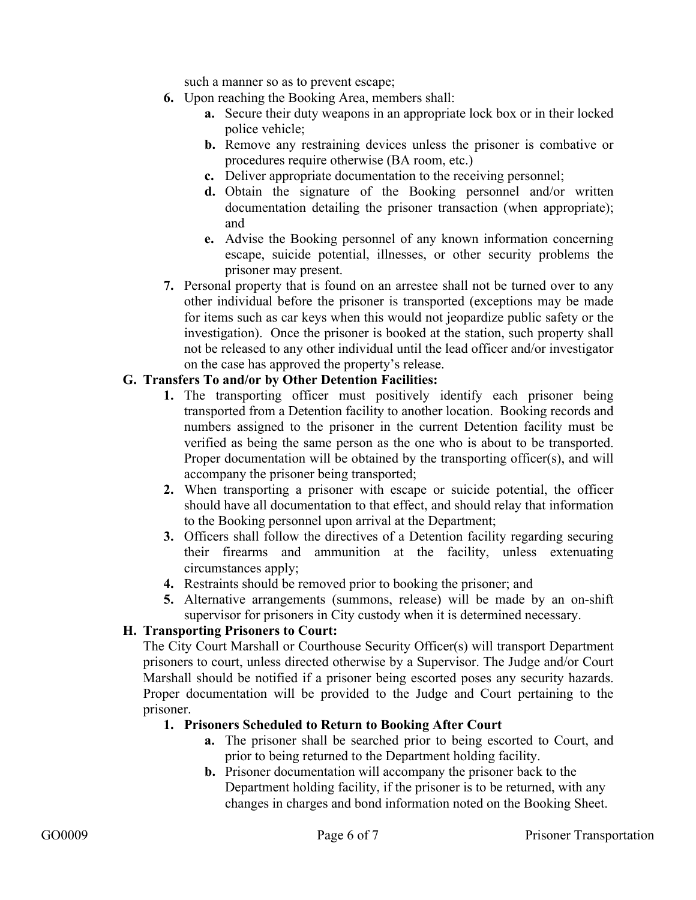such a manner so as to prevent escape;

6. Upon reaching the Booking Area, members shall:
   a. Secure their duty weapons in an appropriate lock box or in their locked police vehicle;
   b. Remove any restraining devices unless the prisoner is combative or procedures require otherwise (BA room, etc.)
   c. Deliver appropriate documentation to the receiving personnel;
   d. Obtain the signature of the Booking personnel and/or written documentation detailing the prisoner transaction (when appropriate); and
   e. Advise the Booking personnel of any known information concerning escape, suicide potential, illnesses, or other security problems the prisoner may present.
7. Personal property that is found on an arrestee shall not be turned over to any other individual before the prisoner is transported (exceptions may be made for items such as car keys when this would not jeopardize public safety or the investigation). Once the prisoner is booked at the station, such property shall not be released to any other individual until the lead officer and/or investigator on the case has approved the property's release.

**G. Transfers To and/or by Other Detention Facilities:**

1. The transporting officer must positively identify each prisoner being transported from a Detention facility to another location. Booking records and numbers assigned to the prisoner in the current Detention facility must be verified as being the same person as the one who is about to be transported. Proper documentation will be obtained by the transporting officer(s), and will accompany the prisoner being transported;
2. When transporting a prisoner with escape or suicide potential, the officer should have all documentation to that effect, and should relay that information to the Booking personnel upon arrival at the Department;
3. Officers shall follow the directives of a Detention facility regarding securing their firearms and ammunition at the facility, unless extenuating circumstances apply;
4. Restraints should be removed prior to booking the prisoner; and
5. Alternative arrangements (summons, release) will be made by an on-shift supervisor for prisoners in City custody when it is determined necessary.

**H. Transporting Prisoners to Court:**

The City Court Marshall or Courthouse Security Officer(s) will transport Department prisoners to court, unless directed otherwise by a Supervisor. The Judge and/or Court Marshall should be notified if a prisoner being escorted poses any security hazards. Proper documentation will be provided to the Judge and Court pertaining to the prisoner.

1. **Prisoners Scheduled to Return to Booking After Court**
   a. The prisoner shall be searched prior to being escorted to Court, and prior to being returned to the Department holding facility.
   b. Prisoner documentation will accompany the prisoner back to the Department holding facility, if the prisoner is to be returned, with any changes in charges and bond information noted on the Booking Sheet.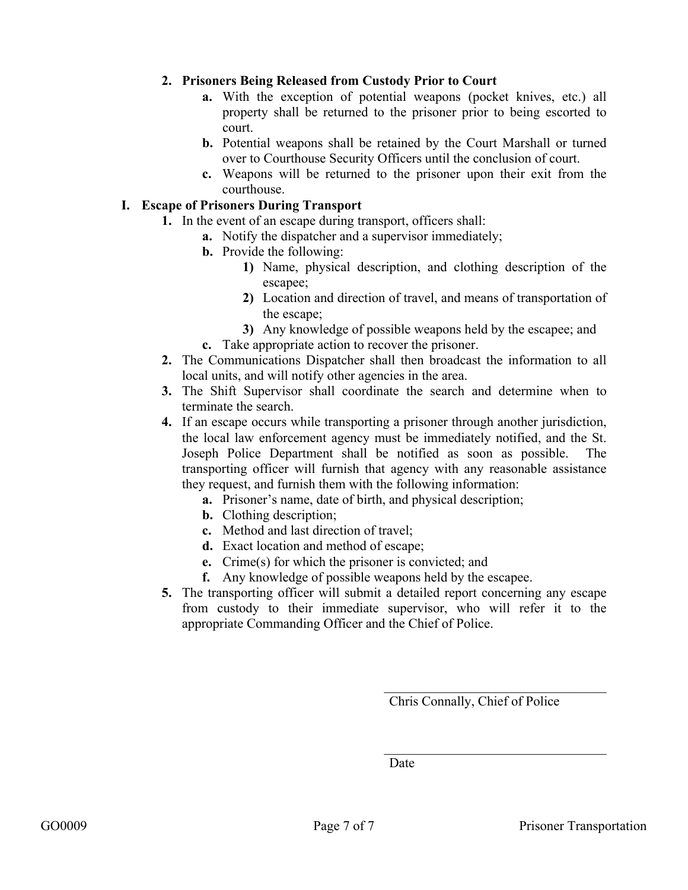2. **Prisoners Being Released from Custody Prior to Court**
   - **a.** With the exception of potential weapons (pocket knives, etc.) all property shall be returned to the prisoner prior to being escorted to court.
   - **b.** Potential weapons shall be retained by the Court Marshall or turned over to Courthouse Security Officers until the conclusion of court.
   - **c.** Weapons will be returned to the prisoner upon their exit from the courthouse.

**I. Escape of Prisoners During Transport**

1. In the event of an escape during transport, officers shall:
   - **a.** Notify the dispatcher and a supervisor immediately;
   - **b.** Provide the following:
     - **1)** Name, physical description, and clothing description of the escapee;
     - **2)** Location and direction of travel, and means of transportation of the escape;
     - **3)** Any knowledge of possible weapons held by the escapee; and
   - **c.** Take appropriate action to recover the prisoner.
2. The Communications Dispatcher shall then broadcast the information to all local units, and will notify other agencies in the area.
3. The Shift Supervisor shall coordinate the search and determine when to terminate the search.
4. If an escape occurs while transporting a prisoner through another jurisdiction, the local law enforcement agency must be immediately notified, and the St. Joseph Police Department shall be notified as soon as possible. The transporting officer will furnish that agency with any reasonable assistance they request, and furnish them with the following information:
   - **a.** Prisoner's name, date of birth, and physical description;
   - **b.** Clothing description;
   - **c.** Method and last direction of travel;
   - **d.** Exact location and method of escape;
   - **e.** Crime(s) for which the prisoner is convicted; and
   - **f.** Any knowledge of possible weapons held by the escapee.
5. The transporting officer will submit a detailed report concerning any escape from custody to their immediate supervisor, who will refer it to the appropriate Commanding Officer and the Chief of Police.

\_\_\_\_\_\_\_\_\_\_\_\_\_\_\_\_\_\_\_\_\_\_\_\_\_\_\_\_\_\_\_\_\_\_

Chris Connally, Chief of Police

\_\_\_\_\_\_\_\_\_\_\_\_\_\_\_\_\_\_\_\_\_\_\_\_\_\_\_\_\_\_\_\_\_\_

Date